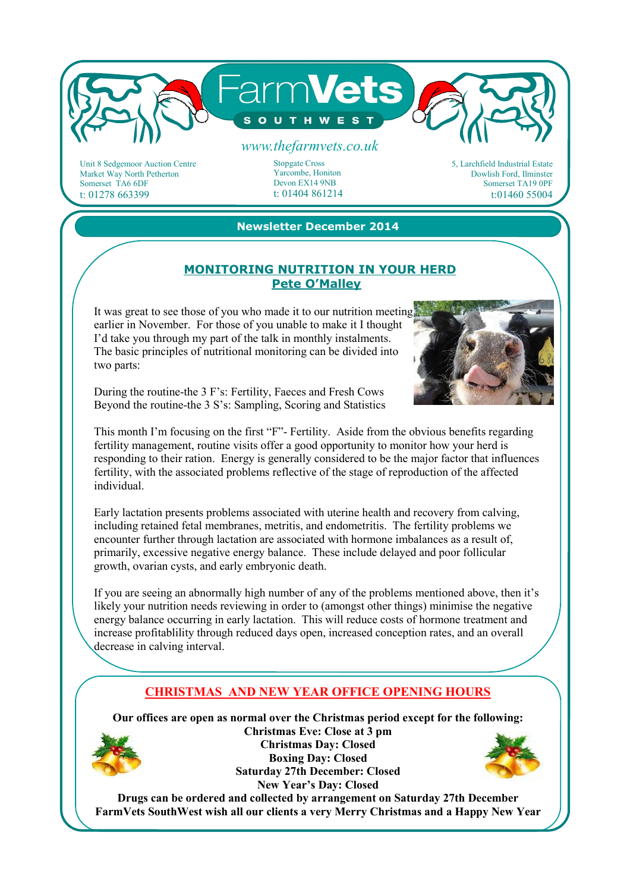# FarmVets SOUTHWEST

*www.thefarmvets.co.uk*

Unit 8 Sedgemoor Auction Centre
Market Way North Petherton
Somerset TA6 6DF
t: 01278 663399

Stopgate Cross
Yarcombe, Honiton
Devon EX14 9NB
t: 01404 861214

5, Larchfield Industrial Estate
Dowlish Ford, Ilminster
Somerset TA19 0PF
t:01460 55004

**Newsletter December 2014**

## MONITORING NUTRITION IN YOUR HERD
### Pete O'Malley

It was great to see those of you who made it to our nutrition meeting earlier in November. For those of you unable to make it I thought I'd take you through my part of the talk in monthly instalments. The basic principles of nutritional monitoring can be divided into two parts:

During the routine-the 3 F's: Fertility, Faeces and Fresh Cows
Beyond the routine-the 3 S's: Sampling, Scoring and Statistics

This month I'm focusing on the first "F"- Fertility. Aside from the obvious benefits regarding fertility management, routine visits offer a good opportunity to monitor how your herd is responding to their ration. Energy is generally considered to be the major factor that influences fertility, with the associated problems reflective of the stage of reproduction of the affected individual.

Early lactation presents problems associated with uterine health and recovery from calving, including retained fetal membranes, metritis, and endometritis. The fertility problems we encounter further through lactation are associated with hormone imbalances as a result of, primarily, excessive negative energy balance. These include delayed and poor follicular growth, ovarian cysts, and early embryonic death.

If you are seeing an abnormally high number of any of the problems mentioned above, then it's likely your nutrition needs reviewing in order to (amongst other things) minimise the negative energy balance occurring in early lactation. This will reduce costs of hormone treatment and increase profitablility through reduced days open, increased conception rates, and an overall decrease in calving interval.

## CHRISTMAS AND NEW YEAR OFFICE OPENING HOURS

**Our offices are open as normal over the Christmas period except for the following:**
**Christmas Eve: Close at 3 pm**
**Christmas Day: Closed**
**Boxing Day: Closed**
**Saturday 27th December: Closed**
**New Year's Day: Closed**
**Drugs can be ordered and collected by arrangement on Saturday 27th December**
**FarmVets SouthWest wish all our clients a very Merry Christmas and a Happy New Year**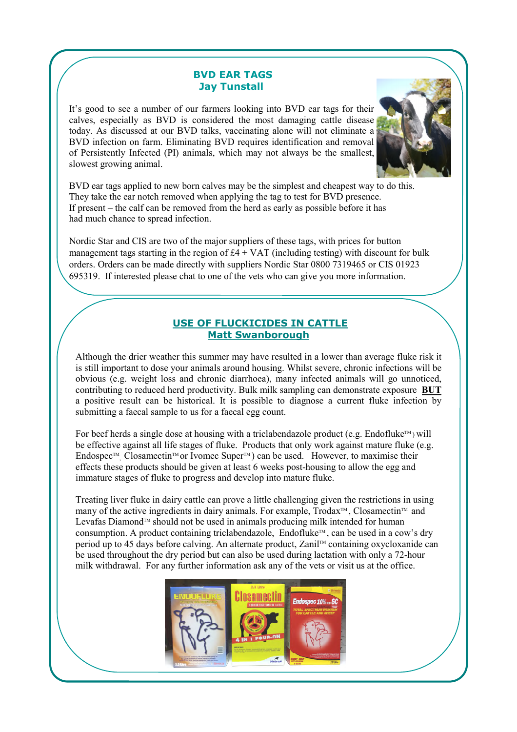## BVD EAR TAGS
### Jay Tunstall

It's good to see a number of our farmers looking into BVD ear tags for their calves, especially as BVD is considered the most damaging cattle disease today. As discussed at our BVD talks, vaccinating alone will not eliminate a BVD infection on farm. Eliminating BVD requires identification and removal of Persistently Infected (PI) animals, which may not always be the smallest, slowest growing animal.

BVD ear tags applied to new born calves may be the simplest and cheapest way to do this. They take the ear notch removed when applying the tag to test for BVD presence. If present – the calf can be removed from the herd as early as possible before it has had much chance to spread infection.

Nordic Star and CIS are two of the major suppliers of these tags, with prices for button management tags starting in the region of £4 + VAT (including testing) with discount for bulk orders. Orders can be made directly with suppliers Nordic Star 0800 7319465 or CIS 01923 695319. If interested please chat to one of the vets who can give you more information.

## USE OF FLUCKICIDES IN CATTLE
### Matt Swanborough

Although the drier weather this summer may have resulted in a lower than average fluke risk it is still important to dose your animals around housing. Whilst severe, chronic infections will be obvious (e.g. weight loss and chronic diarrhoea), many infected animals will go unnoticed, contributing to reduced herd productivity. Bulk milk sampling can demonstrate exposure **BUT** a positive result can be historical. It is possible to diagnose a current fluke infection by submitting a faecal sample to us for a faecal egg count.

For beef herds a single dose at housing with a triclabendazole product (e.g. Endofluke™) will be effective against all life stages of fluke. Products that only work against mature fluke (e.g. Endospec™, Closamectin™ or Ivomec Super™) can be used. However, to maximise their effects these products should be given at least 6 weeks post-housing to allow the egg and immature stages of fluke to progress and develop into mature fluke.

Treating liver fluke in dairy cattle can prove a little challenging given the restrictions in using many of the active ingredients in dairy animals. For example, Trodax™, Closamectin™ and Levafas Diamond™ should not be used in animals producing milk intended for human consumption. A product containing triclabendazole, Endofluke™, can be used in a cow's dry period up to 45 days before calving. An alternate product, Zanil™ containing oxycloxanide can be used throughout the dry period but can also be used during lactation with only a 72-hour milk withdrawal. For any further information ask any of the vets or visit us at the office.